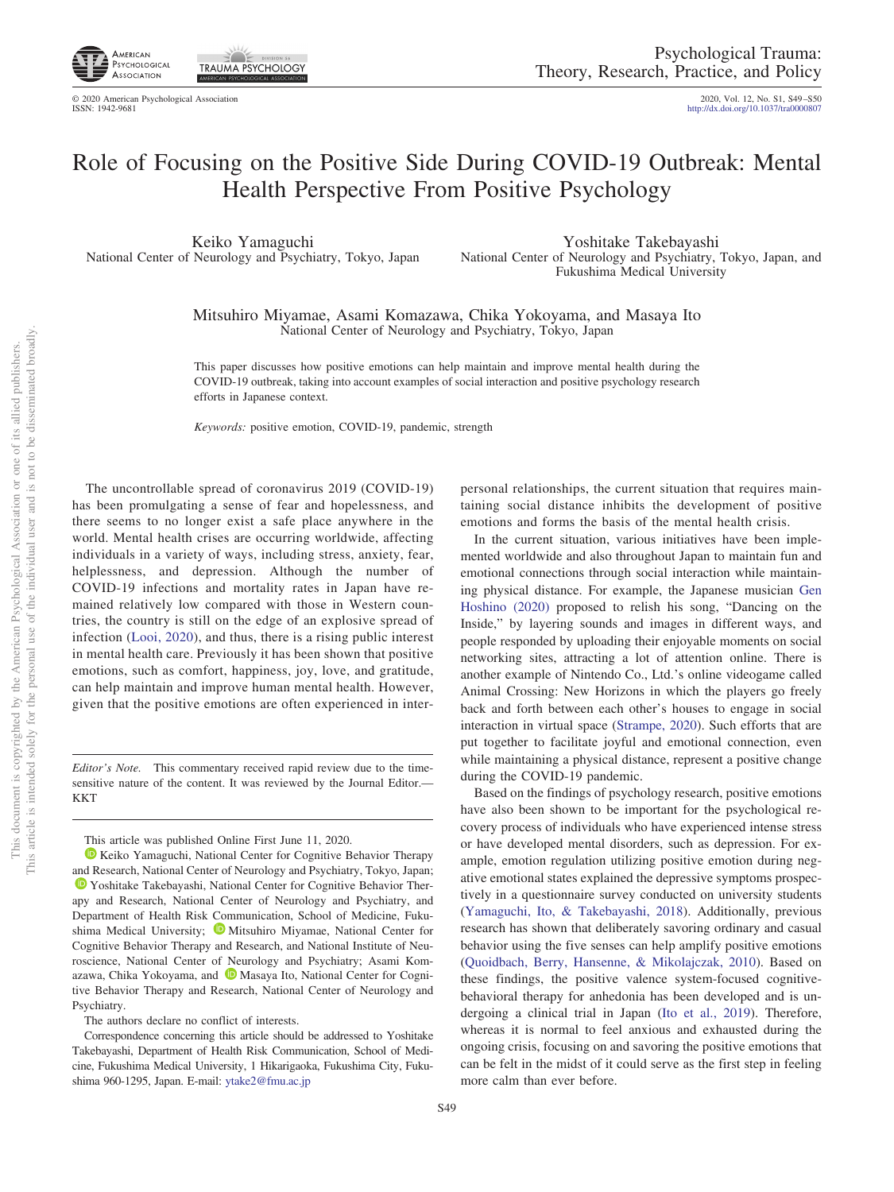# Role of Focusing on the Positive Side During COVID-19 Outbreak: Mental Health Perspective From Positive Psychology

Keiko Yamaguchi
National Center of Neurology and Psychiatry, Tokyo, Japan

Yoshitake Takebayashi
National Center of Neurology and Psychiatry, Tokyo, Japan, and Fukushima Medical University

Mitsuhiro Miyamae, Asami Komazawa, Chika Yokoyama, and Masaya Ito
National Center of Neurology and Psychiatry, Tokyo, Japan

This paper discusses how positive emotions can help maintain and improve mental health during the COVID-19 outbreak, taking into account examples of social interaction and positive psychology research efforts in Japanese context.

*Keywords:* positive emotion, COVID-19, pandemic, strength

The uncontrollable spread of coronavirus 2019 (COVID-19) has been promulgating a sense of fear and hopelessness, and there seems to no longer exist a safe place anywhere in the world. Mental health crises are occurring worldwide, affecting individuals in a variety of ways, including stress, anxiety, fear, helplessness, and depression. Although the number of COVID-19 infections and mortality rates in Japan have remained relatively low compared with those in Western countries, the country is still on the edge of an explosive spread of infection (Looi, 2020), and thus, there is a rising public interest in mental health care. Previously it has been shown that positive emotions, such as comfort, happiness, joy, love, and gratitude, can help maintain and improve human mental health. However, given that the positive emotions are often experienced in interpersonal relationships, the current situation that requires maintaining social distance inhibits the development of positive emotions and forms the basis of the mental health crisis.

In the current situation, various initiatives have been implemented worldwide and also throughout Japan to maintain fun and emotional connections through social interaction while maintaining physical distance. For example, the Japanese musician Gen Hoshino (2020) proposed to relish his song, "Dancing on the Inside," by layering sounds and images in different ways, and people responded by uploading their enjoyable moments on social networking sites, attracting a lot of attention online. There is another example of Nintendo Co., Ltd.'s online videogame called Animal Crossing: New Horizons in which the players go freely back and forth between each other's houses to engage in social interaction in virtual space (Strampe, 2020). Such efforts that are put together to facilitate joyful and emotional connection, even while maintaining a physical distance, represent a positive change during the COVID-19 pandemic.

Based on the findings of psychology research, positive emotions have also been shown to be important for the psychological recovery process of individuals who have experienced intense stress or have developed mental disorders, such as depression. For example, emotion regulation utilizing positive emotion during negative emotional states explained the depressive symptoms prospectively in a questionnaire survey conducted on university students (Yamaguchi, Ito, & Takebayashi, 2018). Additionally, previous research has shown that deliberately savoring ordinary and casual behavior using the five senses can help amplify positive emotions (Quoidbach, Berry, Hansenne, & Mikolajczak, 2010). Based on these findings, the positive valence system-focused cognitive-behavioral therapy for anhedonia has been developed and is undergoing a clinical trial in Japan (Ito et al., 2019). Therefore, whereas it is normal to feel anxious and exhausted during the ongoing crisis, focusing on and savoring the positive emotions that can be felt in the midst of it could serve as the first step in feeling more calm than ever before.

---

*Editor's Note.* This commentary received rapid review due to the time-sensitive nature of the content. It was reviewed by the Journal Editor.—KKT

This article was published Online First June 11, 2020.

Keiko Yamaguchi, National Center for Cognitive Behavior Therapy and Research, National Center of Neurology and Psychiatry, Tokyo, Japan; Yoshitake Takebayashi, National Center for Cognitive Behavior Therapy and Research, National Center of Neurology and Psychiatry, and Department of Health Risk Communication, School of Medicine, Fukushima Medical University; Mitsuhiro Miyamae, National Center for Cognitive Behavior Therapy and Research, and National Institute of Neuroscience, National Center of Neurology and Psychiatry; Asami Komazawa, Chika Yokoyama, and Masaya Ito, National Center for Cognitive Behavior Therapy and Research, National Center of Neurology and Psychiatry.

The authors declare no conflict of interests.

Correspondence concerning this article should be addressed to Yoshitake Takebayashi, Department of Health Risk Communication, School of Medicine, Fukushima Medical University, 1 Hikarigaoka, Fukushima City, Fukushima 960-1295, Japan. E-mail: ytake2@fmu.ac.jp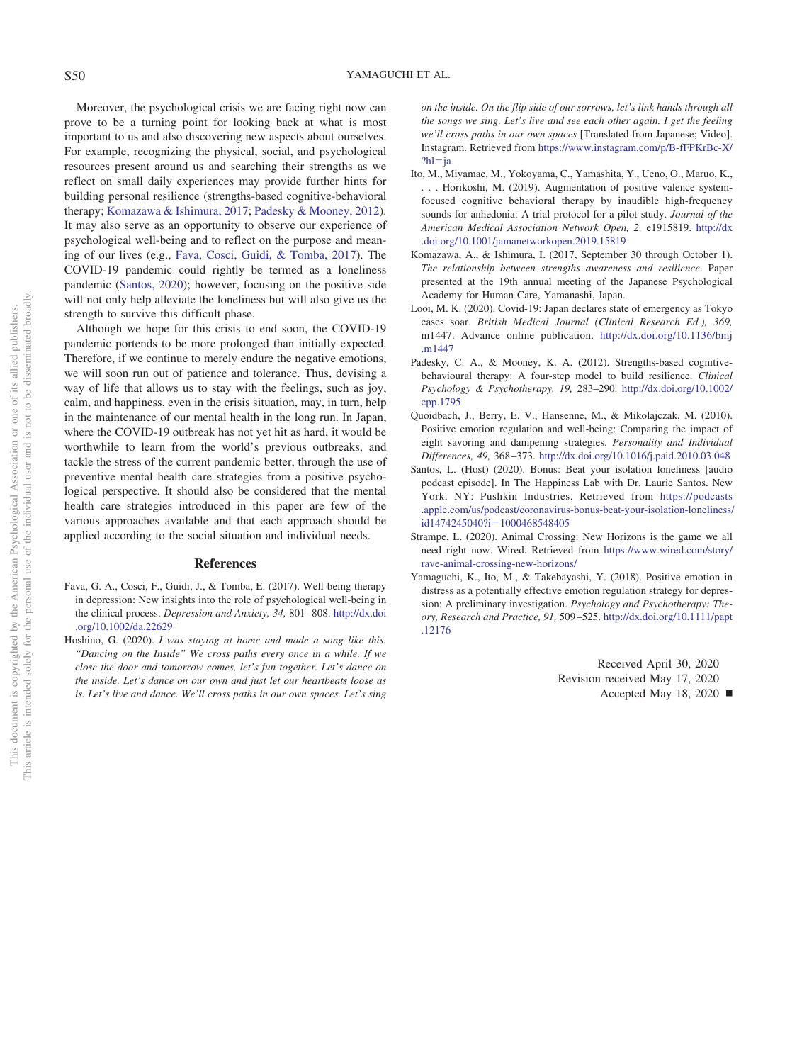Moreover, the psychological crisis we are facing right now can prove to be a turning point for looking back at what is most important to us and also discovering new aspects about ourselves. For example, recognizing the physical, social, and psychological resources present around us and searching their strengths as we reflect on small daily experiences may provide further hints for building personal resilience (strengths-based cognitive-behavioral therapy; Komazawa & Ishimura, 2017; Padesky & Mooney, 2012). It may also serve as an opportunity to observe our experience of psychological well-being and to reflect on the purpose and meaning of our lives (e.g., Fava, Cosci, Guidi, & Tomba, 2017). The COVID-19 pandemic could rightly be termed as a loneliness pandemic (Santos, 2020); however, focusing on the positive side will not only help alleviate the loneliness but will also give us the strength to survive this difficult phase.

Although we hope for this crisis to end soon, the COVID-19 pandemic portends to be more prolonged than initially expected. Therefore, if we continue to merely endure the negative emotions, we will soon run out of patience and tolerance. Thus, devising a way of life that allows us to stay with the feelings, such as joy, calm, and happiness, even in the crisis situation, may, in turn, help in the maintenance of our mental health in the long run. In Japan, where the COVID-19 outbreak has not yet hit as hard, it would be worthwhile to learn from the world's previous outbreaks, and tackle the stress of the current pandemic better, through the use of preventive mental health care strategies from a positive psychological perspective. It should also be considered that the mental health care strategies introduced in this paper are few of the various approaches available and that each approach should be applied according to the social situation and individual needs.

## References

Fava, G. A., Cosci, F., Guidi, J., & Tomba, E. (2017). Well-being therapy in depression: New insights into the role of psychological well-being in the clinical process. *Depression and Anxiety, 34,* 801–808. http://dx.doi.org/10.1002/da.22629

Hoshino, G. (2020). *I was staying at home and made a song like this. "Dancing on the Inside" We cross paths every once in a while. If we close the door and tomorrow comes, let's fun together. Let's dance on the inside. Let's dance on our own and just let our heartbeats loose as is. Let's live and dance. We'll cross paths in our own spaces. Let's sing on the inside. On the flip side of our sorrows, let's link hands through all the songs we sing. Let's live and see each other again. I get the feeling we'll cross paths in our own spaces* [Translated from Japanese; Video]. Instagram. Retrieved from https://www.instagram.com/p/B-fFPKrBc-X/?hl=ja

Ito, M., Miyamae, M., Yokoyama, C., Yamashita, Y., Ueno, O., Maruo, K., . . . Horikoshi, M. (2019). Augmentation of positive valence system-focused cognitive behavioral therapy by inaudible high-frequency sounds for anhedonia: A trial protocol for a pilot study. *Journal of the American Medical Association Network Open, 2,* e1915819. http://dx.doi.org/10.1001/jamanetworkopen.2019.15819

Komazawa, A., & Ishimura, I. (2017, September 30 through October 1). *The relationship between strengths awareness and resilience*. Paper presented at the 19th annual meeting of the Japanese Psychological Academy for Human Care, Yamanashi, Japan.

Looi, M. K. (2020). Covid-19: Japan declares state of emergency as Tokyo cases soar. *British Medical Journal (Clinical Research Ed.), 369,* m1447. Advance online publication. http://dx.doi.org/10.1136/bmj.m1447

Padesky, C. A., & Mooney, K. A. (2012). Strengths-based cognitive-behavioural therapy: A four-step model to build resilience. *Clinical Psychology & Psychotherapy, 19,* 283–290. http://dx.doi.org/10.1002/cpp.1795

Quoidbach, J., Berry, E. V., Hansenne, M., & Mikolajczak, M. (2010). Positive emotion regulation and well-being: Comparing the impact of eight savoring and dampening strategies. *Personality and Individual Differences, 49,* 368–373. http://dx.doi.org/10.1016/j.paid.2010.03.048

Santos, L. (Host) (2020). Bonus: Beat your isolation loneliness [audio podcast episode]. In The Happiness Lab with Dr. Laurie Santos. New York, NY: Pushkin Industries. Retrieved from https://podcasts.apple.com/us/podcast/coronavirus-bonus-beat-your-isolation-loneliness/id1474245040?i=1000468548405

Strampe, L. (2020). Animal Crossing: New Horizons is the game we all need right now. Wired. Retrieved from https://www.wired.com/story/rave-animal-crossing-new-horizons/

Yamaguchi, K., Ito, M., & Takebayashi, Y. (2018). Positive emotion in distress as a potentially effective emotion regulation strategy for depression: A preliminary investigation. *Psychology and Psychotherapy: Theory, Research and Practice, 91,* 509–525. http://dx.doi.org/10.1111/papt.12176

Received April 30, 2020
Revision received May 17, 2020
Accepted May 18, 2020 ■